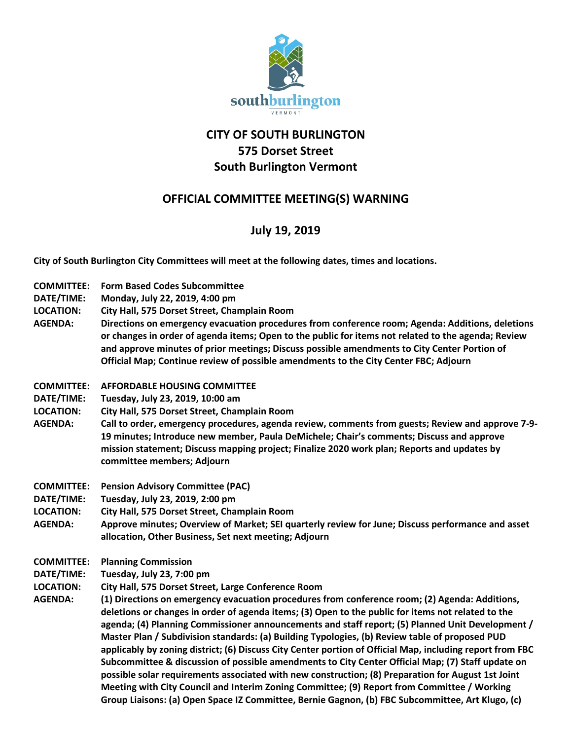# CITY OF SOUTH BURLINGTON
# 575 Dorset Street
# South Burlington Vermont

## OFFICIAL COMMITTEE MEETING(S) WARNING

## July 19, 2019

**City of South Burlington City Committees will meet at the following dates, times and locations.**

**COMMITTEE:** **Form Based Codes Subcommittee**
**DATE/TIME:** **Monday, July 22, 2019, 4:00 pm**
**LOCATION:** **City Hall, 575 Dorset Street, Champlain Room**
**AGENDA:** **Directions on emergency evacuation procedures from conference room; Agenda: Additions, deletions or changes in order of agenda items; Open to the public for items not related to the agenda; Review and approve minutes of prior meetings; Discuss possible amendments to City Center Portion of Official Map; Continue review of possible amendments to the City Center FBC; Adjourn**

**COMMITTEE:** **AFFORDABLE HOUSING COMMITTEE**
**DATE/TIME:** **Tuesday, July 23, 2019, 10:00 am**
**LOCATION:** **City Hall, 575 Dorset Street, Champlain Room**
**AGENDA:** **Call to order, emergency procedures, agenda review, comments from guests; Review and approve 7-9-19 minutes; Introduce new member, Paula DeMichele; Chair's comments; Discuss and approve mission statement; Discuss mapping project; Finalize 2020 work plan; Reports and updates by committee members; Adjourn**

**COMMITTEE:** **Pension Advisory Committee (PAC)**
**DATE/TIME:** **Tuesday, July 23, 2019, 2:00 pm**
**LOCATION:** **City Hall, 575 Dorset Street, Champlain Room**
**AGENDA:** **Approve minutes; Overview of Market; SEI quarterly review for June; Discuss performance and asset allocation, Other Business, Set next meeting; Adjourn**

**COMMITTEE:** **Planning Commission**
**DATE/TIME:** **Tuesday, July 23, 7:00 pm**
**LOCATION:** **City Hall, 575 Dorset Street, Large Conference Room**
**AGENDA:** **(1) Directions on emergency evacuation procedures from conference room; (2) Agenda: Additions, deletions or changes in order of agenda items; (3) Open to the public for items not related to the agenda; (4) Planning Commissioner announcements and staff report; (5) Planned Unit Development / Master Plan / Subdivision standards: (a) Building Typologies, (b) Review table of proposed PUD applicably by zoning district; (6) Discuss City Center portion of Official Map, including report from FBC Subcommittee & discussion of possible amendments to City Center Official Map; (7) Staff update on possible solar requirements associated with new construction; (8) Preparation for August 1st Joint Meeting with City Council and Interim Zoning Committee; (9) Report from Committee / Working Group Liaisons: (a) Open Space IZ Committee, Bernie Gagnon, (b) FBC Subcommittee, Art Klugo, (c)**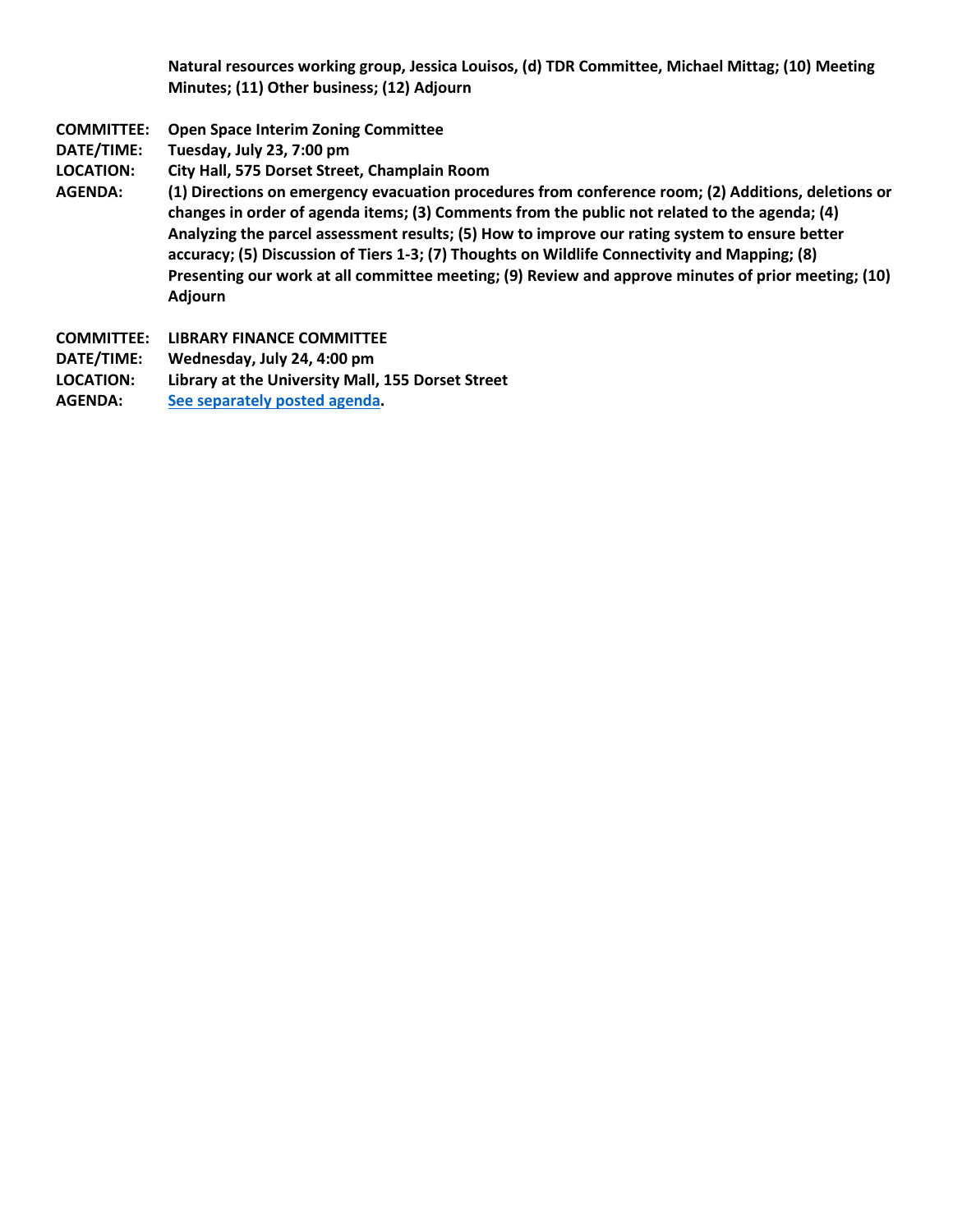**Natural resources working group, Jessica Louisos, (d) TDR Committee, Michael Mittag; (10) Meeting Minutes; (11) Other business; (12) Adjourn**

**COMMITTEE:** **Open Space Interim Zoning Committee**
**DATE/TIME:** **Tuesday, July 23, 7:00 pm**
**LOCATION:** **City Hall, 575 Dorset Street, Champlain Room**
**AGENDA:** **(1) Directions on emergency evacuation procedures from conference room; (2) Additions, deletions or changes in order of agenda items; (3) Comments from the public not related to the agenda; (4) Analyzing the parcel assessment results; (5) How to improve our rating system to ensure better accuracy; (5) Discussion of Tiers 1-3; (7) Thoughts on Wildlife Connectivity and Mapping; (8) Presenting our work at all committee meeting; (9) Review and approve minutes of prior meeting; (10) Adjourn**

**COMMITTEE:** **LIBRARY FINANCE COMMITTEE**
**DATE/TIME:** **Wednesday, July 24, 4:00 pm**
**LOCATION:** **Library at the University Mall, 155 Dorset Street**
**AGENDA:** **See separately posted agenda.**